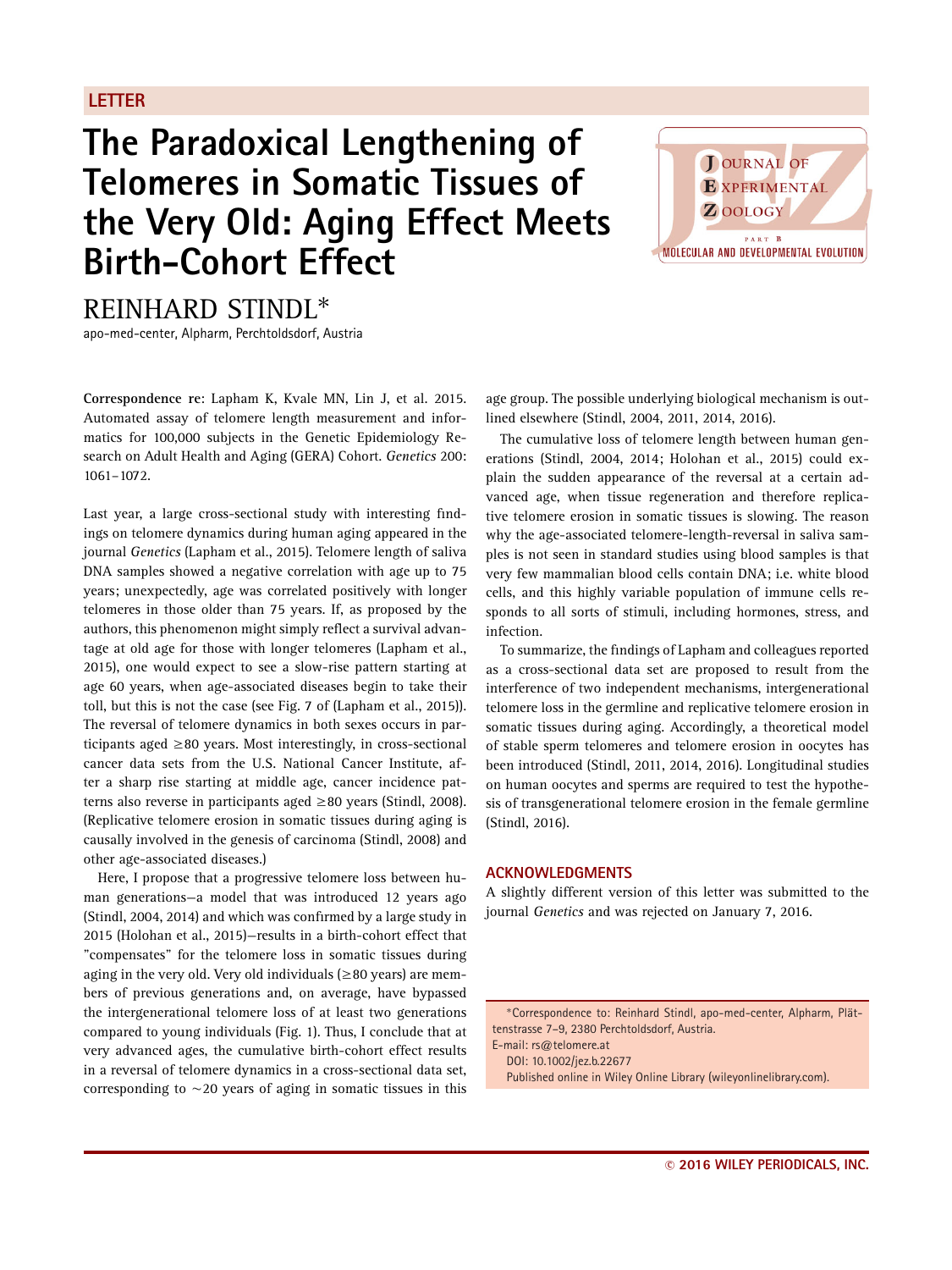LETTER

# The Paradoxical Lengthening of Telomeres in Somatic Tissues of the Very Old: Aging Effect Meets Birth-Cohort Effect

REINHARD STINDL*

apo-med-center, Alpharm, Perchtoldsdorf, Austria

**Correspondence re**: Lapham K, Kvale MN, Lin J, et al. 2015. Automated assay of telomere length measurement and informatics for 100,000 subjects in the Genetic Epidemiology Research on Adult Health and Aging (GERA) Cohort. *Genetics* 200: 1061–1072.

Last year, a large cross-sectional study with interesting findings on telomere dynamics during human aging appeared in the journal *Genetics* (Lapham et al., 2015). Telomere length of saliva DNA samples showed a negative correlation with age up to 75 years; unexpectedly, age was correlated positively with longer telomeres in those older than 75 years. If, as proposed by the authors, this phenomenon might simply reflect a survival advantage at old age for those with longer telomeres (Lapham et al., 2015), one would expect to see a slow-rise pattern starting at age 60 years, when age-associated diseases begin to take their toll, but this is not the case (see Fig. 7 of (Lapham et al., 2015)). The reversal of telomere dynamics in both sexes occurs in participants aged ≥80 years. Most interestingly, in cross-sectional cancer data sets from the U.S. National Cancer Institute, after a sharp rise starting at middle age, cancer incidence patterns also reverse in participants aged ≥80 years (Stindl, 2008). (Replicative telomere erosion in somatic tissues during aging is causally involved in the genesis of carcinoma (Stindl, 2008) and other age-associated diseases.)

Here, I propose that a progressive telomere loss between human generations—a model that was introduced 12 years ago (Stindl, 2004, 2014) and which was confirmed by a large study in 2015 (Holohan et al., 2015)—results in a birth-cohort effect that "compensates" for the telomere loss in somatic tissues during aging in the very old. Very old individuals (≥80 years) are members of previous generations and, on average, have bypassed the intergenerational telomere loss of at least two generations compared to young individuals (Fig. 1). Thus, I conclude that at very advanced ages, the cumulative birth-cohort effect results in a reversal of telomere dynamics in a cross-sectional data set, corresponding to ~20 years of aging in somatic tissues in this age group. The possible underlying biological mechanism is outlined elsewhere (Stindl, 2004, 2011, 2014, 2016).

The cumulative loss of telomere length between human generations (Stindl, 2004, 2014; Holohan et al., 2015) could explain the sudden appearance of the reversal at a certain advanced age, when tissue regeneration and therefore replicative telomere erosion in somatic tissues is slowing. The reason why the age-associated telomere-length-reversal in saliva samples is not seen in standard studies using blood samples is that very few mammalian blood cells contain DNA; i.e. white blood cells, and this highly variable population of immune cells responds to all sorts of stimuli, including hormones, stress, and infection.

To summarize, the findings of Lapham and colleagues reported as a cross-sectional data set are proposed to result from the interference of two independent mechanisms, intergenerational telomere loss in the germline and replicative telomere erosion in somatic tissues during aging. Accordingly, a theoretical model of stable sperm telomeres and telomere erosion in oocytes has been introduced (Stindl, 2011, 2014, 2016). Longitudinal studies on human oocytes and sperms are required to test the hypothesis of transgenerational telomere erosion in the female germline (Stindl, 2016).

## ACKNOWLEDGMENTS

A slightly different version of this letter was submitted to the journal *Genetics* and was rejected on January 7, 2016.

*Correspondence to: Reinhard Stindl, apo-med-center, Alpharm, Plättenstrasse 7-9, 2380 Perchtoldsdorf, Austria.
E-mail: rs@telomere.at
DOI: 10.1002/jez.b.22677
Published online in Wiley Online Library (wileyonlinelibrary.com).

© 2016 WILEY PERIODICALS, INC.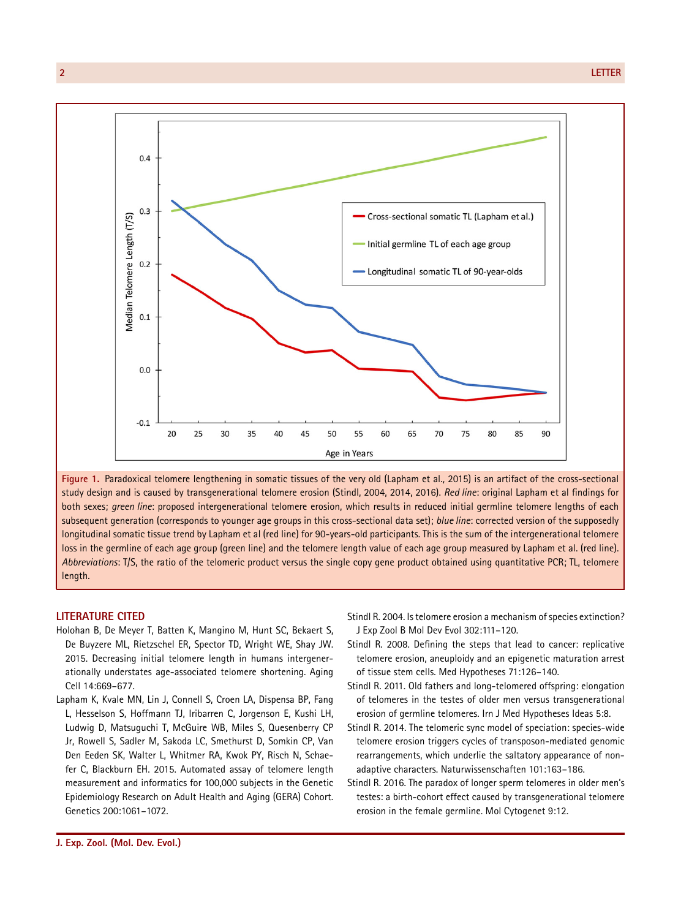Median Telomere Length (T/S)

0.4
0.3
0.2
0.1
0.0
-0.1

20 25 30 35 40 45 50 55 60 65 70 75 80 85 90

Age in Years

Cross-sectional somatic TL (Lapham et al.)

Initial germline TL of each age group

Longitudinal somatic TL of 90-year-olds

Figure 1. Paradoxical telomere lengthening in somatic tissues of the very old (Lapham et al., 2015) is an artifact of the cross-sectional study design and is caused by transgenerational telomere erosion (Stindl, 2004, 2014, 2016). *Red line*: original Lapham et al findings for both sexes; *green line*: proposed intergenerational telomere erosion, which results in reduced initial germline telomere lengths of each subsequent generation (corresponds to younger age groups in this cross-sectional data set); *blue line*: corrected version of the supposedly longitudinal somatic tissue trend by Lapham et al (red line) for 90-years-old participants. This is the sum of the intergenerational telomere loss in the germline of each age group (green line) and the telomere length value of each age group measured by Lapham et al. (red line). *Abbreviations*: T/S, the ratio of the telomeric product versus the single copy gene product obtained using quantitative PCR; TL, telomere length.

## LITERATURE CITED

Holohan B, De Meyer T, Batten K, Mangino M, Hunt SC, Bekaert S, De Buyzere ML, Rietzschel ER, Spector TD, Wright WE, Shay JW. 2015. Decreasing initial telomere length in humans intergenerationally understates age-associated telomere shortening. Aging Cell 14:669–677.

Lapham K, Kvale MN, Lin J, Connell S, Croen LA, Dispensa BP, Fang L, Hesselson S, Hoffmann TJ, Iribarren C, Jorgenson E, Kushi LH, Ludwig D, Matsuguchi T, McGuire WB, Miles S, Quesenberry CP Jr, Rowell S, Sadler M, Sakoda LC, Smethurst D, Somkin CP, Van Den Eeden SK, Walter L, Whitmer RA, Kwok PY, Risch N, Schaefer C, Blackburn EH. 2015. Automated assay of telomere length measurement and informatics for 100,000 subjects in the Genetic Epidemiology Research on Adult Health and Aging (GERA) Cohort. Genetics 200:1061–1072.

Stindl R. 2004. Is telomere erosion a mechanism of species extinction? J Exp Zool B Mol Dev Evol 302:111–120.

Stindl R. 2008. Defining the steps that lead to cancer: replicative telomere erosion, aneuploidy and an epigenetic maturation arrest of tissue stem cells. Med Hypotheses 71:126–140.

Stindl R. 2011. Old fathers and long-telomered offspring: elongation of telomeres in the testes of older men versus transgenerational erosion of germline telomeres. Irn J Med Hypotheses Ideas 5:8.

Stindl R. 2014. The telomeric sync model of speciation: species-wide telomere erosion triggers cycles of transposon-mediated genomic rearrangements, which underlie the saltatory appearance of non-adaptive characters. Naturwissenschaften 101:163–186.

Stindl R. 2016. The paradox of longer sperm telomeres in older men's testes: a birth-cohort effect caused by transgenerational telomere erosion in the female germline. Mol Cytogenet 9:12.